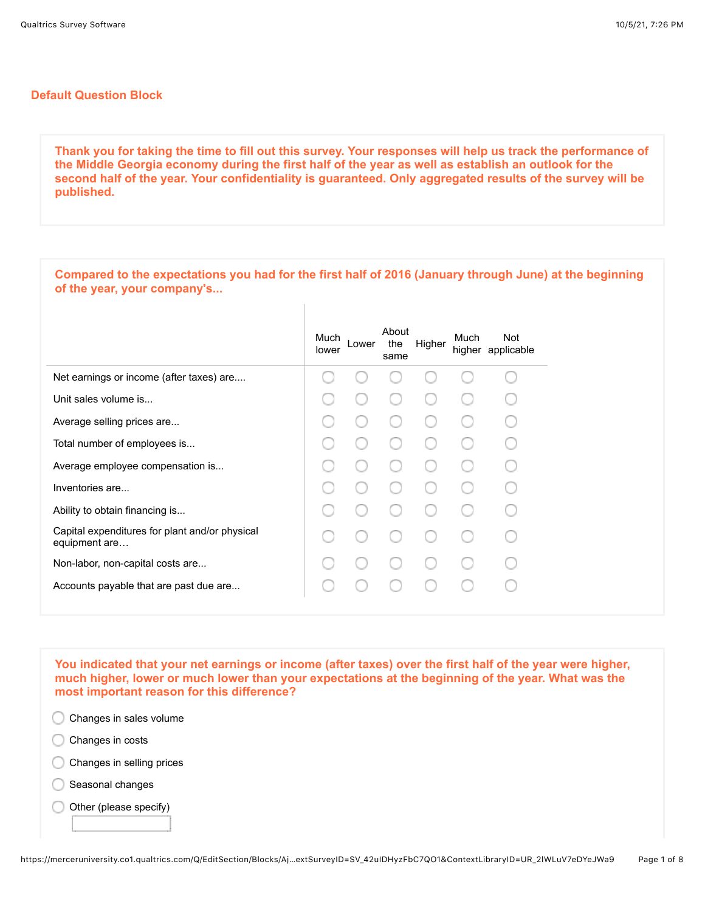## Default Question Block

**Thank you for taking the time to fill out this survey. Your responses will help us track the performance of the Middle Georgia economy during the first half of the year as well as establish an outlook for the second half of the year. Your confidentiality is guaranteed. Only aggregated results of the survey will be published.**

**Compared to the expectations you had for the first half of 2016 (January through June) at the beginning of the year, your company's...**

| | Much lower | Lower | About the same | Higher | Much higher | Not applicable |
|---|---|---|---|---|---|---|
| Net earnings or income (after taxes) are.... | ○ | ○ | ○ | ○ | ○ | ○ |
| Unit sales volume is... | ○ | ○ | ○ | ○ | ○ | ○ |
| Average selling prices are... | ○ | ○ | ○ | ○ | ○ | ○ |
| Total number of employees is... | ○ | ○ | ○ | ○ | ○ | ○ |
| Average employee compensation is... | ○ | ○ | ○ | ○ | ○ | ○ |
| Inventories are... | ○ | ○ | ○ | ○ | ○ | ○ |
| Ability to obtain financing is... | ○ | ○ | ○ | ○ | ○ | ○ |
| Capital expenditures for plant and/or physical equipment are… | ○ | ○ | ○ | ○ | ○ | ○ |
| Non-labor, non-capital costs are... | ○ | ○ | ○ | ○ | ○ | ○ |
| Accounts payable that are past due are... | ○ | ○ | ○ | ○ | ○ | ○ |

**You indicated that your net earnings or income (after taxes) over the first half of the year were higher, much higher, lower or much lower than your expectations at the beginning of the year. What was the most important reason for this difference?**

- ○ Changes in sales volume
- ○ Changes in costs
- ○ Changes in selling prices
- ○ Seasonal changes
- ○ Other (please specify) \_\_\_\_\_\_\_\_\_\_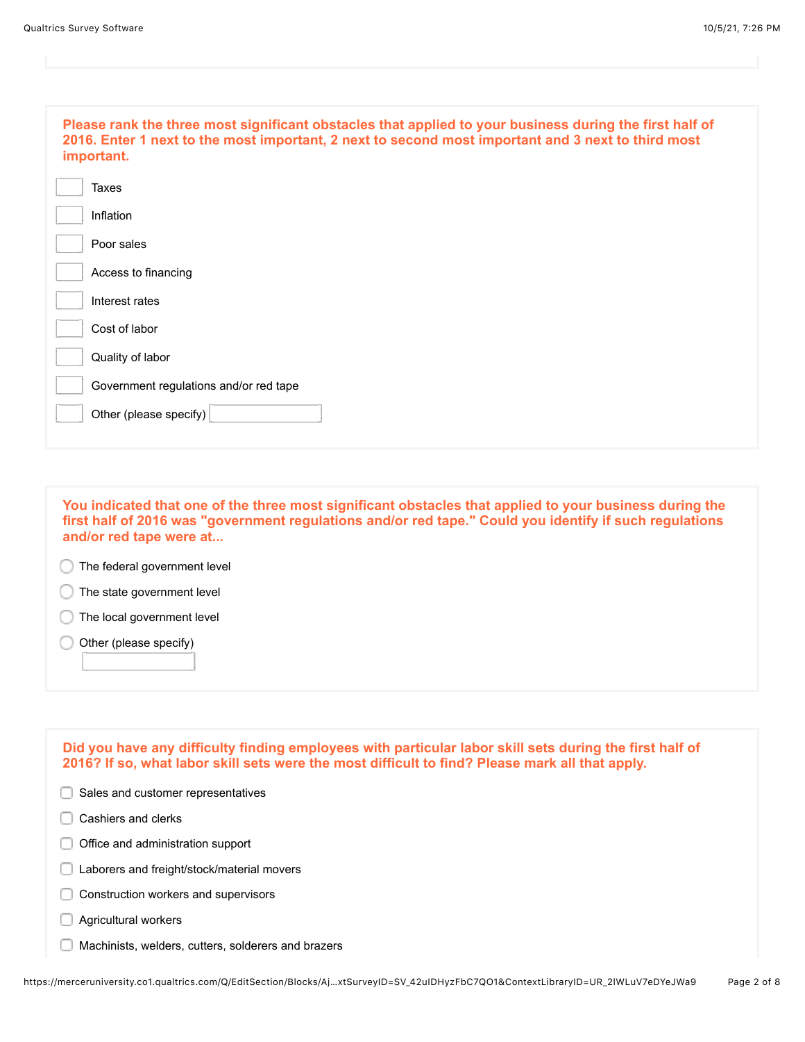**Please rank the three most significant obstacles that applied to your business during the first half of 2016. Enter 1 next to the most important, 2 next to second most important and 3 next to third most important.**

- [ ] Taxes
- [ ] Inflation
- [ ] Poor sales
- [ ] Access to financing
- [ ] Interest rates
- [ ] Cost of labor
- [ ] Quality of labor
- [ ] Government regulations and/or red tape
- [ ] Other (please specify) ____________

**You indicated that one of the three most significant obstacles that applied to your business during the first half of 2016 was "government regulations and/or red tape." Could you identify if such regulations and/or red tape were at...**

- ( ) The federal government level
- ( ) The state government level
- ( ) The local government level
- ( ) Other (please specify) ____________

**Did you have any difficulty finding employees with particular labor skill sets during the first half of 2016? If so, what labor skill sets were the most difficult to find? Please mark all that apply.**

- [ ] Sales and customer representatives
- [ ] Cashiers and clerks
- [ ] Office and administration support
- [ ] Laborers and freight/stock/material movers
- [ ] Construction workers and supervisors
- [ ] Agricultural workers
- [ ] Machinists, welders, cutters, solderers and brazers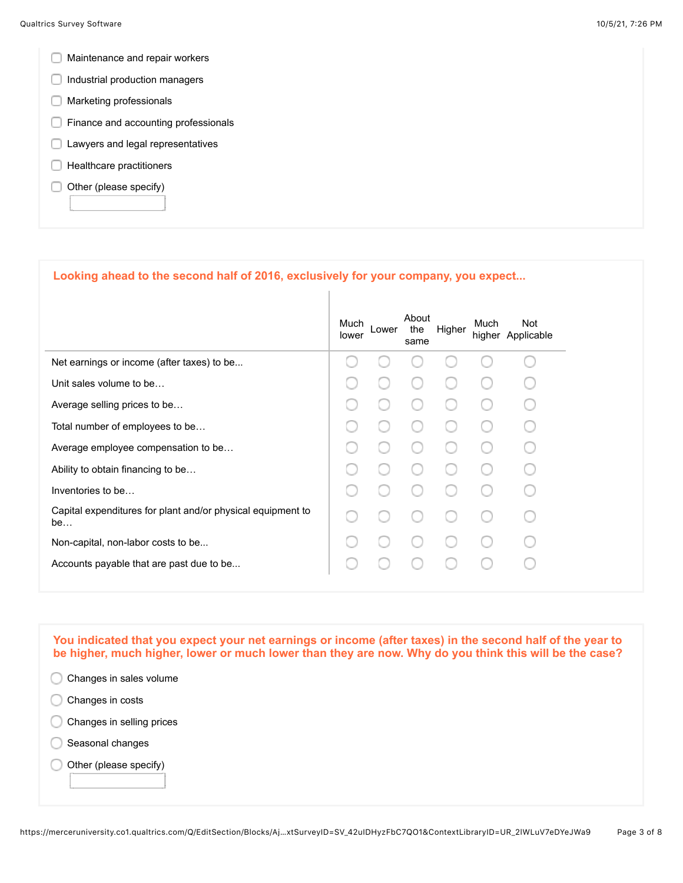- [ ] Maintenance and repair workers
- [ ] Industrial production managers
- [ ] Marketing professionals
- [ ] Finance and accounting professionals
- [ ] Lawyers and legal representatives
- [ ] Healthcare practitioners
- [ ] Other (please specify) ______

**Looking ahead to the second half of 2016, exclusively for your company, you expect...**

| | Much lower | Lower | About the same | Higher | Much higher | Not Applicable |
|---|---|---|---|---|---|---|
| Net earnings or income (after taxes) to be... | ○ | ○ | ○ | ○ | ○ | ○ |
| Unit sales volume to be… | ○ | ○ | ○ | ○ | ○ | ○ |
| Average selling prices to be… | ○ | ○ | ○ | ○ | ○ | ○ |
| Total number of employees to be… | ○ | ○ | ○ | ○ | ○ | ○ |
| Average employee compensation to be… | ○ | ○ | ○ | ○ | ○ | ○ |
| Ability to obtain financing to be… | ○ | ○ | ○ | ○ | ○ | ○ |
| Inventories to be… | ○ | ○ | ○ | ○ | ○ | ○ |
| Capital expenditures for plant and/or physical equipment to be… | ○ | ○ | ○ | ○ | ○ | ○ |
| Non-capital, non-labor costs to be... | ○ | ○ | ○ | ○ | ○ | ○ |
| Accounts payable that are past due to be... | ○ | ○ | ○ | ○ | ○ | ○ |

**You indicated that you expect your net earnings or income (after taxes) in the second half of the year to be higher, much higher, lower or much lower than they are now. Why do you think this will be the case?**

- ○ Changes in sales volume
- ○ Changes in costs
- ○ Changes in selling prices
- ○ Seasonal changes
- ○ Other (please specify) ______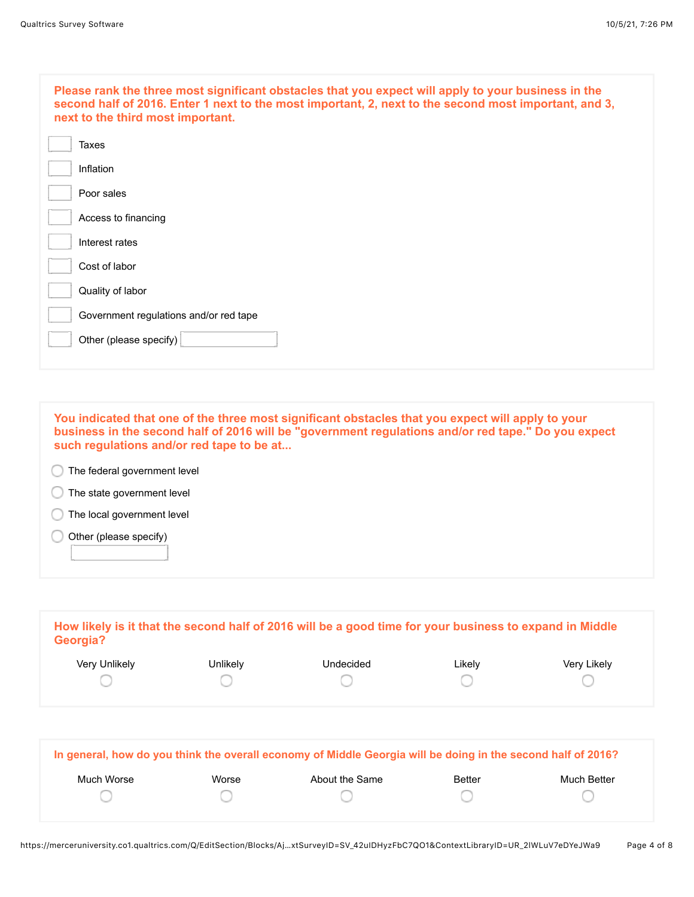**Please rank the three most significant obstacles that you expect will apply to your business in the second half of 2016. Enter 1 next to the most important, 2, next to the second most important, and 3, next to the third most important.**

- [ ] Taxes
- [ ] Inflation
- [ ] Poor sales
- [ ] Access to financing
- [ ] Interest rates
- [ ] Cost of labor
- [ ] Quality of labor
- [ ] Government regulations and/or red tape
- [ ] Other (please specify) ________

**You indicated that one of the three most significant obstacles that you expect will apply to your business in the second half of 2016 will be "government regulations and/or red tape." Do you expect such regulations and/or red tape to be at...**

- ○ The federal government level
- ○ The state government level
- ○ The local government level
- ○ Other (please specify) ________

**How likely is it that the second half of 2016 will be a good time for your business to expand in Middle Georgia?**

| Very Unlikely | Unlikely | Undecided | Likely | Very Likely |
|---|---|---|---|---|
| ○ | ○ | ○ | ○ | ○ |

**In general, how do you think the overall economy of Middle Georgia will be doing in the second half of 2016?**

| Much Worse | Worse | About the Same | Better | Much Better |
|---|---|---|---|---|
| ○ | ○ | ○ | ○ | ○ |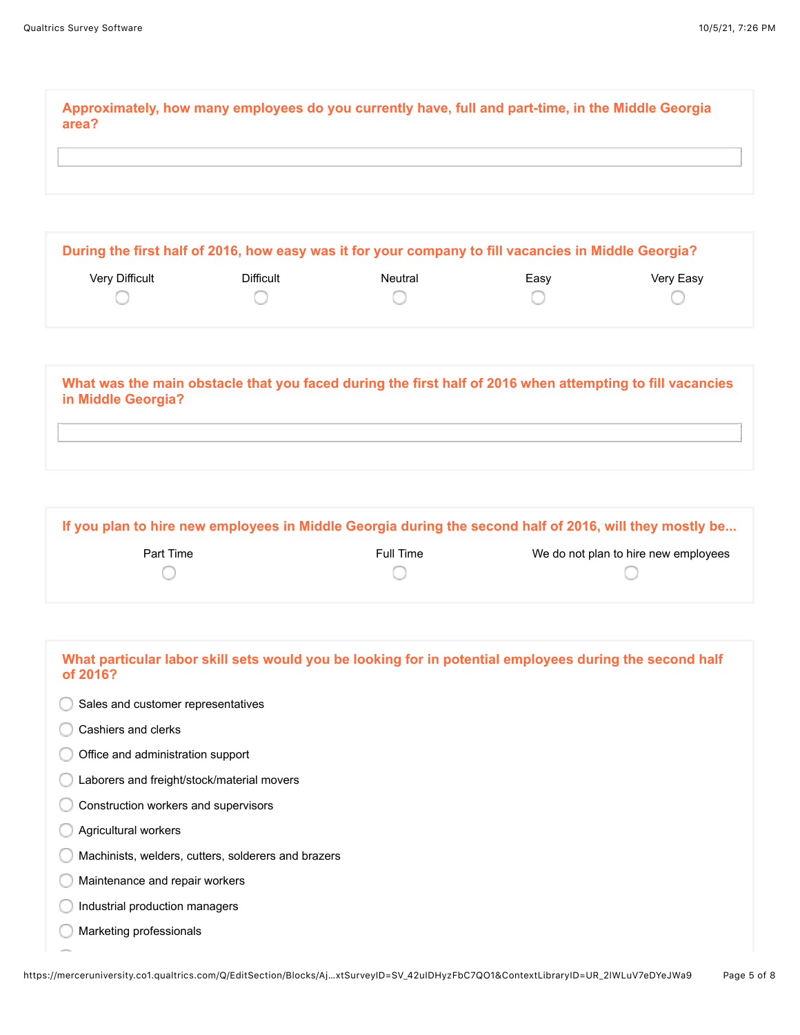**Approximately, how many employees do you currently have, full and part-time, in the Middle Georgia area?**

**During the first half of 2016, how easy was it for your company to fill vacancies in Middle Georgia?**

| Very Difficult | Difficult | Neutral | Easy | Very Easy |
|---|---|---|---|---|
| ○ | ○ | ○ | ○ | ○ |

**What was the main obstacle that you faced during the first half of 2016 when attempting to fill vacancies in Middle Georgia?**

**If you plan to hire new employees in Middle Georgia during the second half of 2016, will they mostly be...**

| Part Time | Full Time | We do not plan to hire new employees |
|---|---|---|
| ○ | ○ | ○ |

**What particular labor skill sets would you be looking for in potential employees during the second half of 2016?**

- ○ Sales and customer representatives
- ○ Cashiers and clerks
- ○ Office and administration support
- ○ Laborers and freight/stock/material movers
- ○ Construction workers and supervisors
- ○ Agricultural workers
- ○ Machinists, welders, cutters, solderers and brazers
- ○ Maintenance and repair workers
- ○ Industrial production managers
- ○ Marketing professionals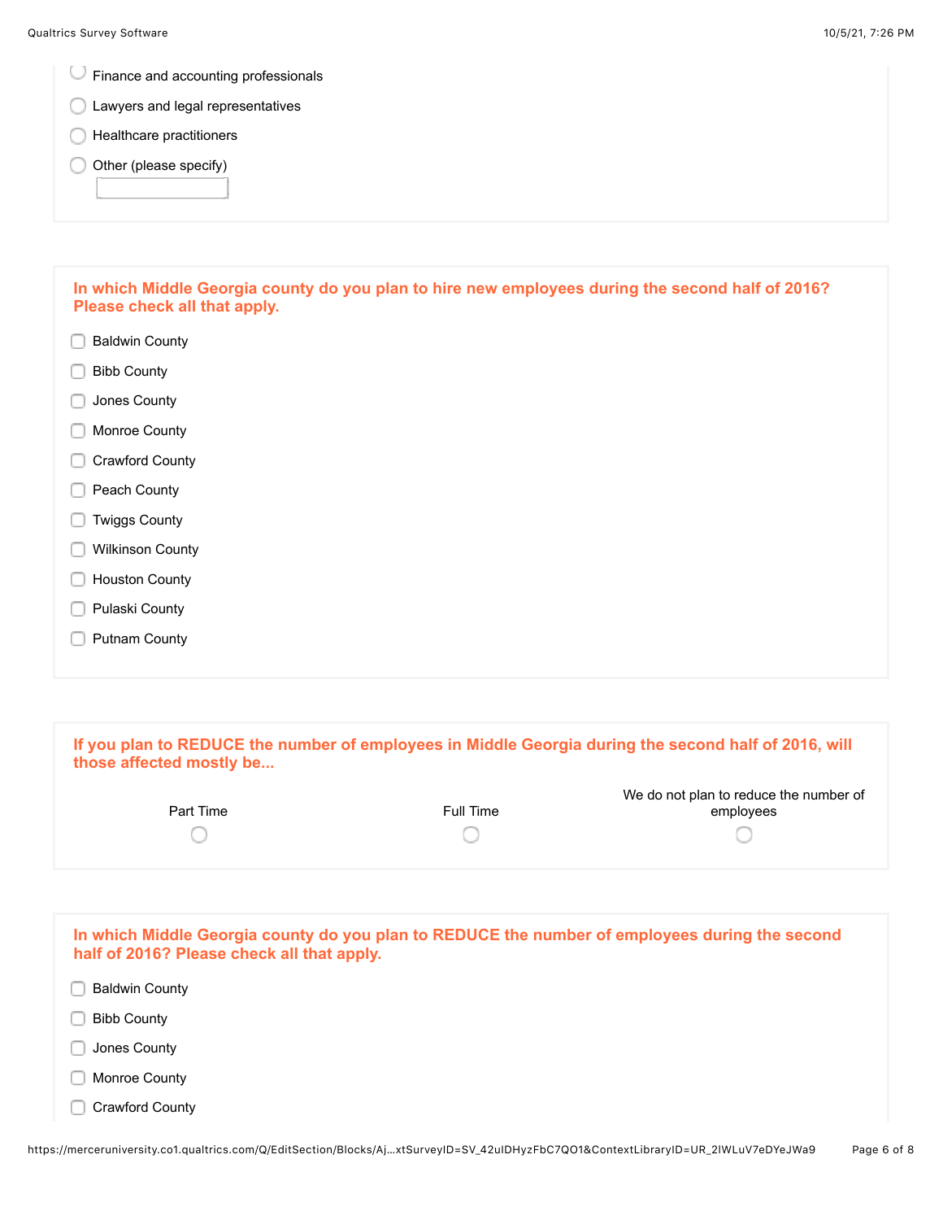- Finance and accounting professionals
- Lawyers and legal representatives
- Healthcare practitioners
- Other (please specify)

**In which Middle Georgia county do you plan to hire new employees during the second half of 2016? Please check all that apply.**

- Baldwin County
- Bibb County
- Jones County
- Monroe County
- Crawford County
- Peach County
- Twiggs County
- Wilkinson County
- Houston County
- Pulaski County
- Putnam County

**If you plan to REDUCE the number of employees in Middle Georgia during the second half of 2016, will those affected mostly be...**

| Part Time | Full Time | We do not plan to reduce the number of employees |
|---|---|---|
| ○ | ○ | ○ |

**In which Middle Georgia county do you plan to REDUCE the number of employees during the second half of 2016? Please check all that apply.**

- Baldwin County
- Bibb County
- Jones County
- Monroe County
- Crawford County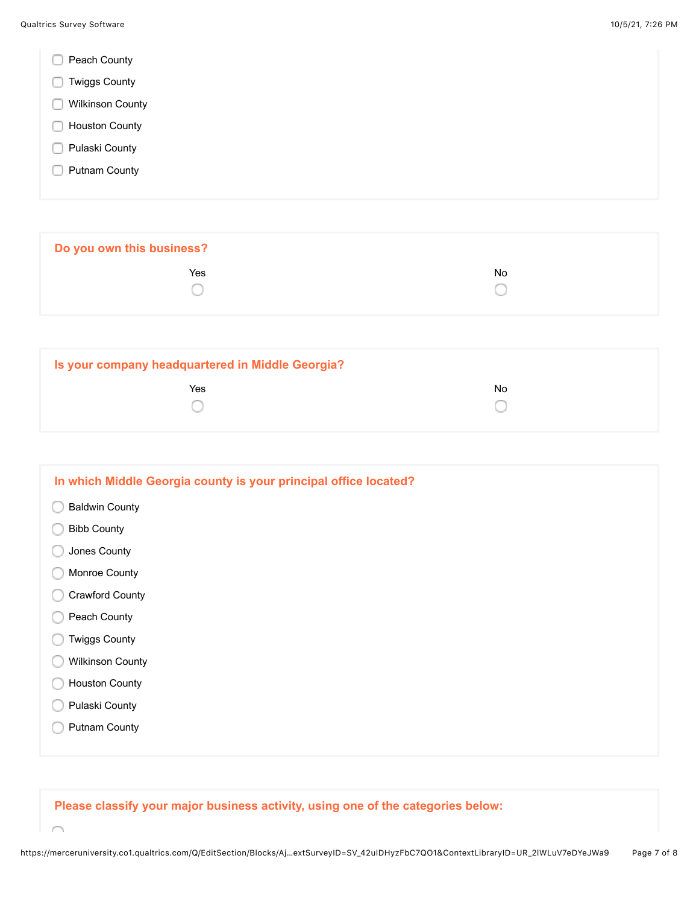- [ ] Peach County
- [ ] Twiggs County
- [ ] Wilkinson County
- [ ] Houston County
- [ ] Pulaski County
- [ ] Putnam County

**Do you own this business?**

| Yes | No |
| --- | --- |
| ○ | ○ |

**Is your company headquartered in Middle Georgia?**

| Yes | No |
| --- | --- |
| ○ | ○ |

**In which Middle Georgia county is your principal office located?**

- ○ Baldwin County
- ○ Bibb County
- ○ Jones County
- ○ Monroe County
- ○ Crawford County
- ○ Peach County
- ○ Twiggs County
- ○ Wilkinson County
- ○ Houston County
- ○ Pulaski County
- ○ Putnam County

**Please classify your major business activity, using one of the categories below:**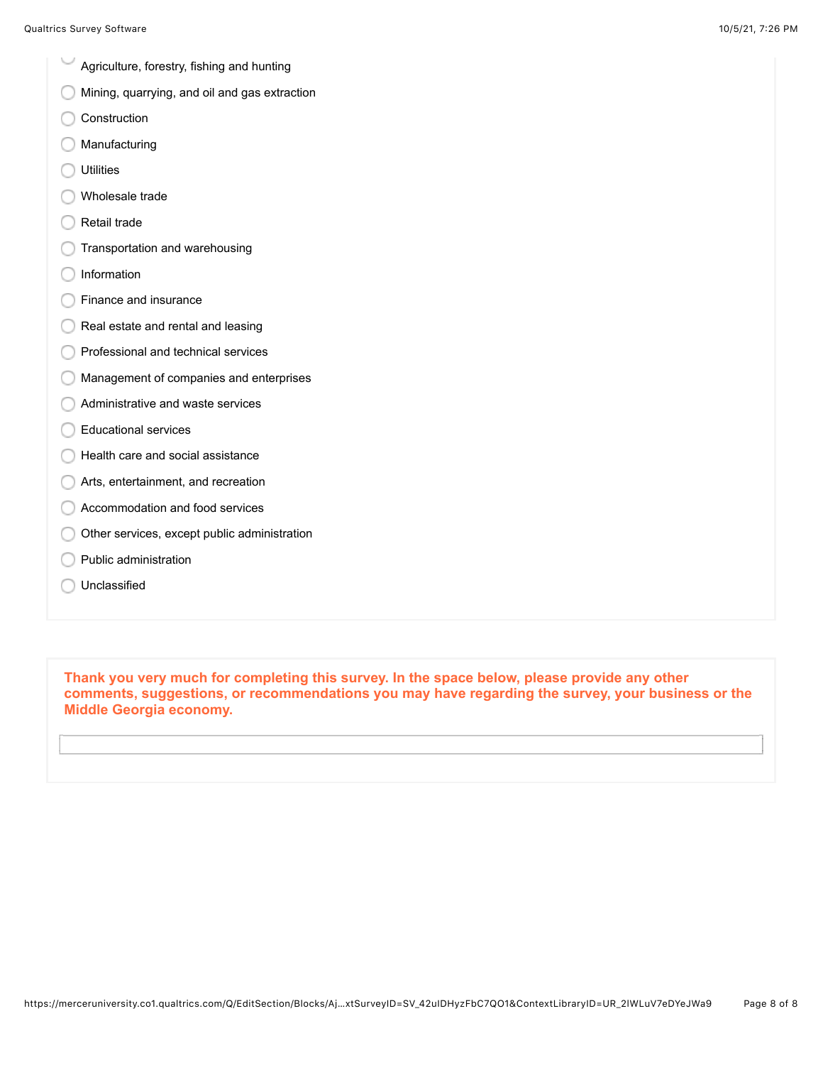- Agriculture, forestry, fishing and hunting
- Mining, quarrying, and oil and gas extraction
- Construction
- Manufacturing
- Utilities
- Wholesale trade
- Retail trade
- Transportation and warehousing
- Information
- Finance and insurance
- Real estate and rental and leasing
- Professional and technical services
- Management of companies and enterprises
- Administrative and waste services
- Educational services
- Health care and social assistance
- Arts, entertainment, and recreation
- Accommodation and food services
- Other services, except public administration
- Public administration
- Unclassified

**Thank you very much for completing this survey. In the space below, please provide any other comments, suggestions, or recommendations you may have regarding the survey, your business or the Middle Georgia economy.**